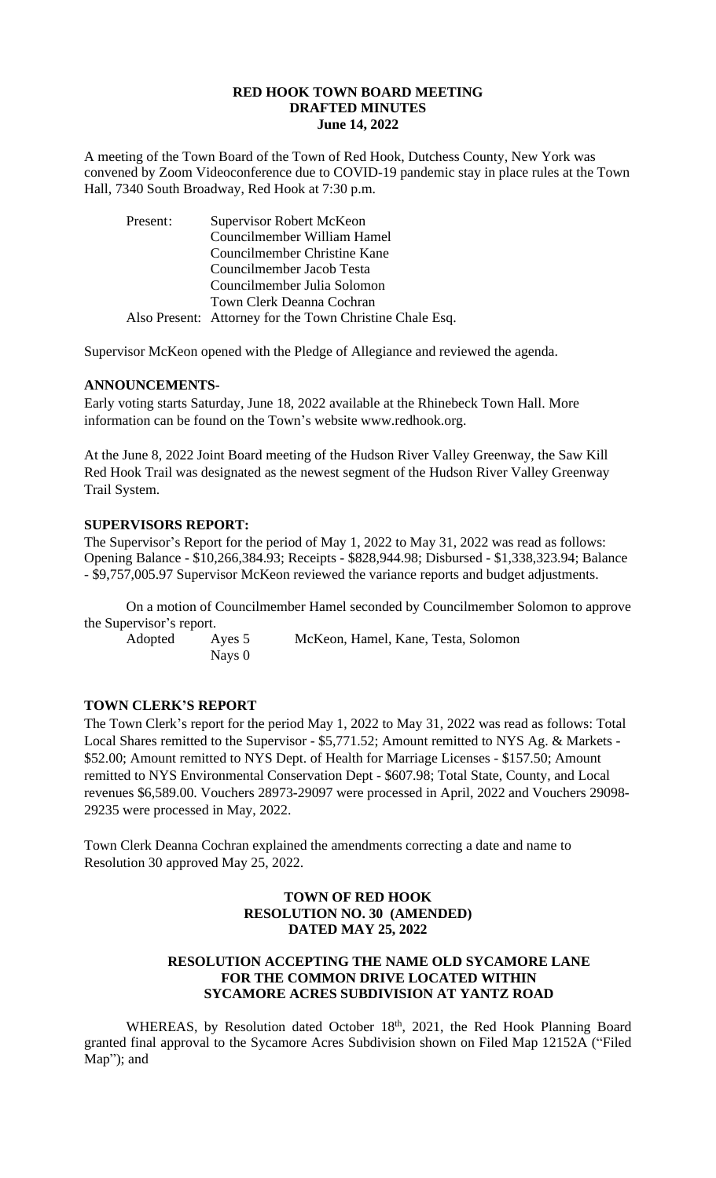# RED HOOK TOWN BOARD MEETING
## DRAFTED MINUTES
### June 14, 2022

A meeting of the Town Board of the Town of Red Hook, Dutchess County, New York was convened by Zoom Videoconference due to COVID-19 pandemic stay in place rules at the Town Hall, 7340 South Broadway, Red Hook at 7:30 p.m.

| | |
|---|---|
| Present: | Supervisor Robert McKeon |
| | Councilmember William Hamel |
| | Councilmember Christine Kane |
| | Councilmember Jacob Testa |
| | Councilmember Julia Solomon |
| | Town Clerk Deanna Cochran |
| Also Present: | Attorney for the Town Christine Chale Esq. |

Supervisor McKeon opened with the Pledge of Allegiance and reviewed the agenda.

**ANNOUNCEMENTS-**

Early voting starts Saturday, June 18, 2022 available at the Rhinebeck Town Hall. More information can be found on the Town's website www.redhook.org.

At the June 8, 2022 Joint Board meeting of the Hudson River Valley Greenway, the Saw Kill Red Hook Trail was designated as the newest segment of the Hudson River Valley Greenway Trail System.

**SUPERVISORS REPORT:**

The Supervisor's Report for the period of May 1, 2022 to May 31, 2022 was read as follows: Opening Balance - $10,266,384.93; Receipts - $828,944.98; Disbursed - $1,338,323.94; Balance - $9,757,005.97 Supervisor McKeon reviewed the variance reports and budget adjustments.

On a motion of Councilmember Hamel seconded by Councilmember Solomon to approve the Supervisor's report.

| | | |
|---|---|---|
| Adopted | Ayes 5 | McKeon, Hamel, Kane, Testa, Solomon |
| | Nays 0 | |

**TOWN CLERK'S REPORT**

The Town Clerk's report for the period May 1, 2022 to May 31, 2022 was read as follows: Total Local Shares remitted to the Supervisor - $5,771.52; Amount remitted to NYS Ag. & Markets - $52.00; Amount remitted to NYS Dept. of Health for Marriage Licenses - $157.50; Amount remitted to NYS Environmental Conservation Dept - $607.98; Total State, County, and Local revenues $6,589.00. Vouchers 28973-29097 were processed in April, 2022 and Vouchers 29098-29235 were processed in May, 2022.

Town Clerk Deanna Cochran explained the amendments correcting a date and name to Resolution 30 approved May 25, 2022.

**TOWN OF RED HOOK**
**RESOLUTION NO. 30 (AMENDED)**
**DATED MAY 25, 2022**

**RESOLUTION ACCEPTING THE NAME OLD SYCAMORE LANE FOR THE COMMON DRIVE LOCATED WITHIN SYCAMORE ACRES SUBDIVISION AT YANTZ ROAD**

WHEREAS, by Resolution dated October 18th, 2021, the Red Hook Planning Board granted final approval to the Sycamore Acres Subdivision shown on Filed Map 12152A ("Filed Map"); and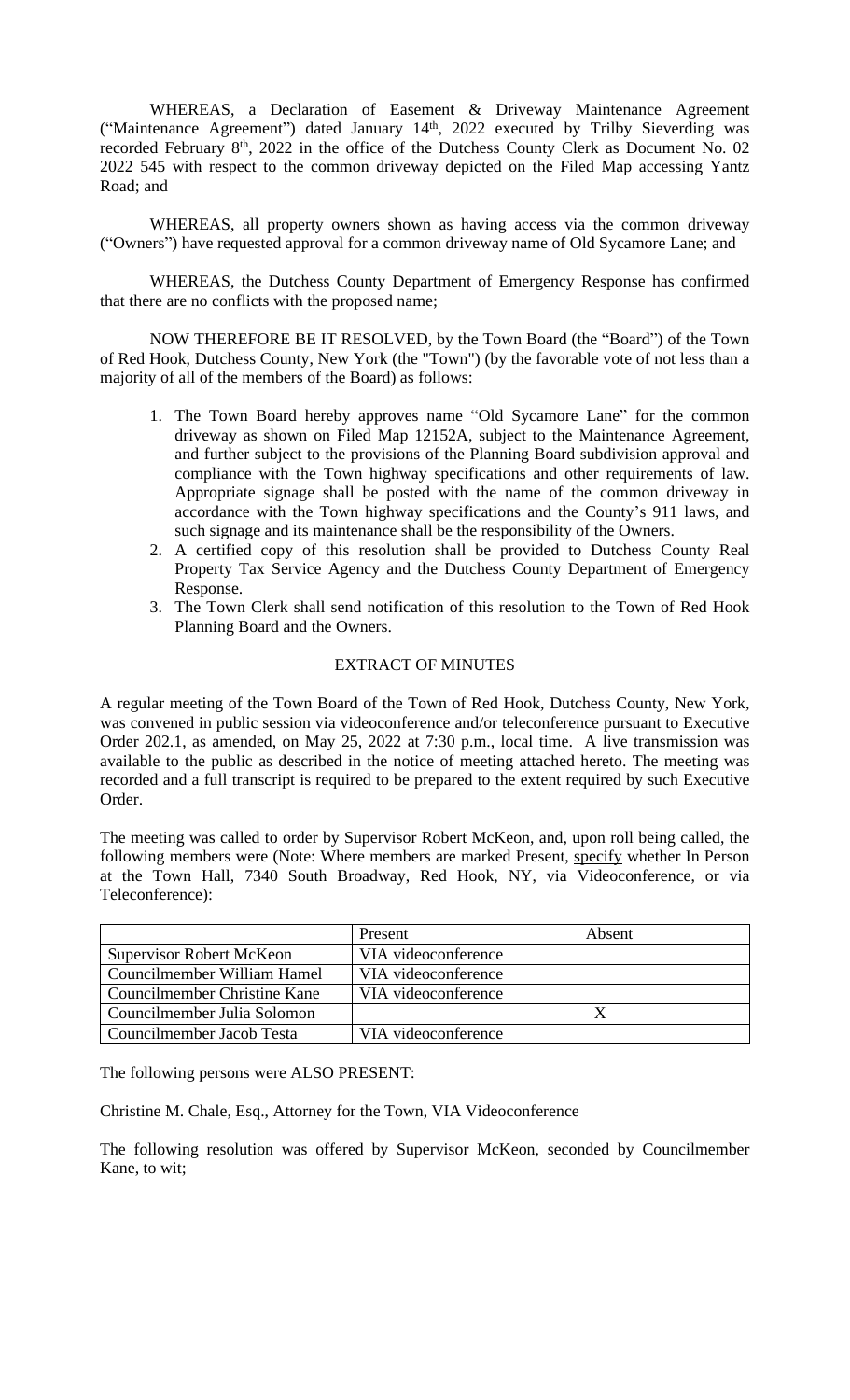WHEREAS, a Declaration of Easement & Driveway Maintenance Agreement ("Maintenance Agreement") dated January 14th, 2022 executed by Trilby Sieverding was recorded February 8th, 2022 in the office of the Dutchess County Clerk as Document No. 02 2022 545 with respect to the common driveway depicted on the Filed Map accessing Yantz Road; and

WHEREAS, all property owners shown as having access via the common driveway ("Owners") have requested approval for a common driveway name of Old Sycamore Lane; and

WHEREAS, the Dutchess County Department of Emergency Response has confirmed that there are no conflicts with the proposed name;

NOW THEREFORE BE IT RESOLVED, by the Town Board (the "Board") of the Town of Red Hook, Dutchess County, New York (the "Town") (by the favorable vote of not less than a majority of all of the members of the Board) as follows:

1. The Town Board hereby approves name "Old Sycamore Lane" for the common driveway as shown on Filed Map 12152A, subject to the Maintenance Agreement, and further subject to the provisions of the Planning Board subdivision approval and compliance with the Town highway specifications and other requirements of law. Appropriate signage shall be posted with the name of the common driveway in accordance with the Town highway specifications and the County's 911 laws, and such signage and its maintenance shall be the responsibility of the Owners.
2. A certified copy of this resolution shall be provided to Dutchess County Real Property Tax Service Agency and the Dutchess County Department of Emergency Response.
3. The Town Clerk shall send notification of this resolution to the Town of Red Hook Planning Board and the Owners.

## EXTRACT OF MINUTES

A regular meeting of the Town Board of the Town of Red Hook, Dutchess County, New York, was convened in public session via videoconference and/or teleconference pursuant to Executive Order 202.1, as amended, on May 25, 2022 at 7:30 p.m., local time. A live transmission was available to the public as described in the notice of meeting attached hereto. The meeting was recorded and a full transcript is required to be prepared to the extent required by such Executive Order.

The meeting was called to order by Supervisor Robert McKeon, and, upon roll being called, the following members were (Note: Where members are marked Present, specify whether In Person at the Town Hall, 7340 South Broadway, Red Hook, NY, via Videoconference, or via Teleconference):

| | Present | Absent |
|---|---|---|
| Supervisor Robert McKeon | VIA videoconference | |
| Councilmember William Hamel | VIA videoconference | |
| Councilmember Christine Kane | VIA videoconference | |
| Councilmember Julia Solomon | | X |
| Councilmember Jacob Testa | VIA videoconference | |

The following persons were ALSO PRESENT:

Christine M. Chale, Esq., Attorney for the Town, VIA Videoconference

The following resolution was offered by Supervisor McKeon, seconded by Councilmember Kane, to wit;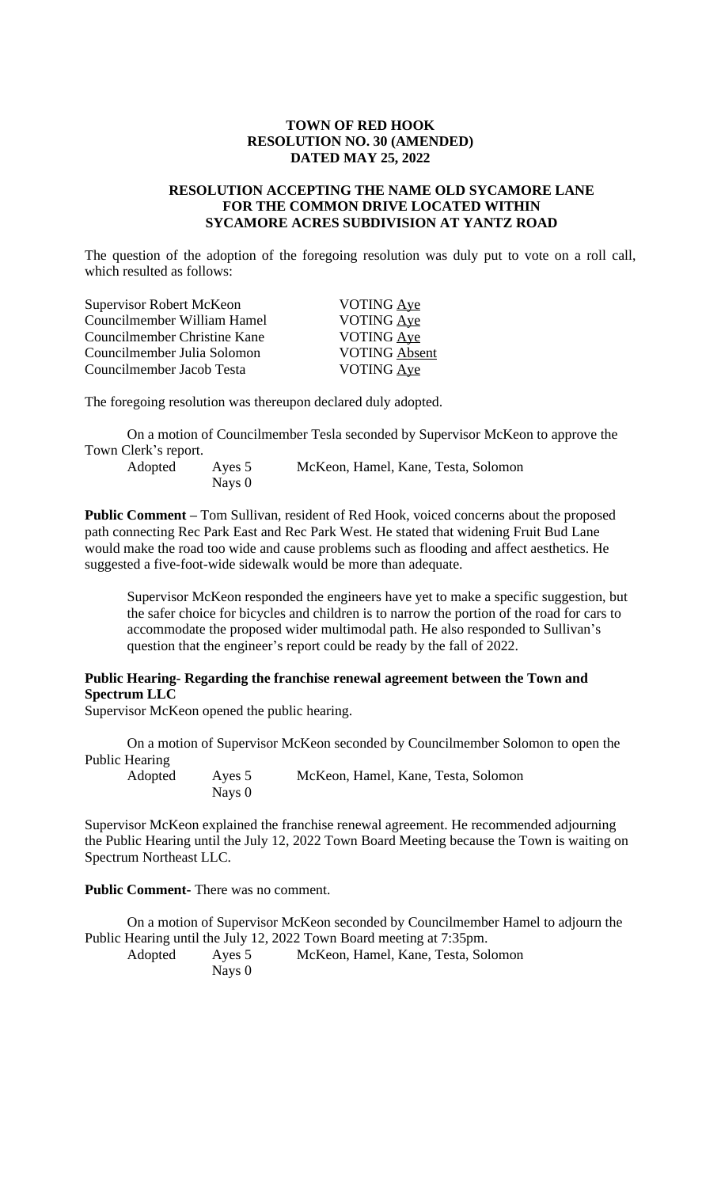**TOWN OF RED HOOK**
**RESOLUTION NO. 30 (AMENDED)**
**DATED MAY 25, 2022**

**RESOLUTION ACCEPTING THE NAME OLD SYCAMORE LANE FOR THE COMMON DRIVE LOCATED WITHIN SYCAMORE ACRES SUBDIVISION AT YANTZ ROAD**

The question of the adoption of the foregoing resolution was duly put to vote on a roll call, which resulted as follows:

| | |
|---|---|
| Supervisor Robert McKeon | VOTING Aye |
| Councilmember William Hamel | VOTING Aye |
| Councilmember Christine Kane | VOTING Aye |
| Councilmember Julia Solomon | VOTING Absent |
| Councilmember Jacob Testa | VOTING Aye |

The foregoing resolution was thereupon declared duly adopted.

On a motion of Councilmember Tesla seconded by Supervisor McKeon to approve the Town Clerk's report.

| | | |
|---|---|---|
| Adopted | Ayes 5 | McKeon, Hamel, Kane, Testa, Solomon |
| | Nays 0 | |

**Public Comment –** Tom Sullivan, resident of Red Hook, voiced concerns about the proposed path connecting Rec Park East and Rec Park West. He stated that widening Fruit Bud Lane would make the road too wide and cause problems such as flooding and affect aesthetics. He suggested a five-foot-wide sidewalk would be more than adequate.

Supervisor McKeon responded the engineers have yet to make a specific suggestion, but the safer choice for bicycles and children is to narrow the portion of the road for cars to accommodate the proposed wider multimodal path. He also responded to Sullivan's question that the engineer's report could be ready by the fall of 2022.

**Public Hearing- Regarding the franchise renewal agreement between the Town and Spectrum LLC**

Supervisor McKeon opened the public hearing.

On a motion of Supervisor McKeon seconded by Councilmember Solomon to open the Public Hearing

| | | |
|---|---|---|
| Adopted | Ayes 5 | McKeon, Hamel, Kane, Testa, Solomon |
| | Nays 0 | |

Supervisor McKeon explained the franchise renewal agreement. He recommended adjourning the Public Hearing until the July 12, 2022 Town Board Meeting because the Town is waiting on Spectrum Northeast LLC.

**Public Comment-** There was no comment.

On a motion of Supervisor McKeon seconded by Councilmember Hamel to adjourn the Public Hearing until the July 12, 2022 Town Board meeting at 7:35pm.

| | | |
|---|---|---|
| Adopted | Ayes 5 | McKeon, Hamel, Kane, Testa, Solomon |
| | Nays 0 | |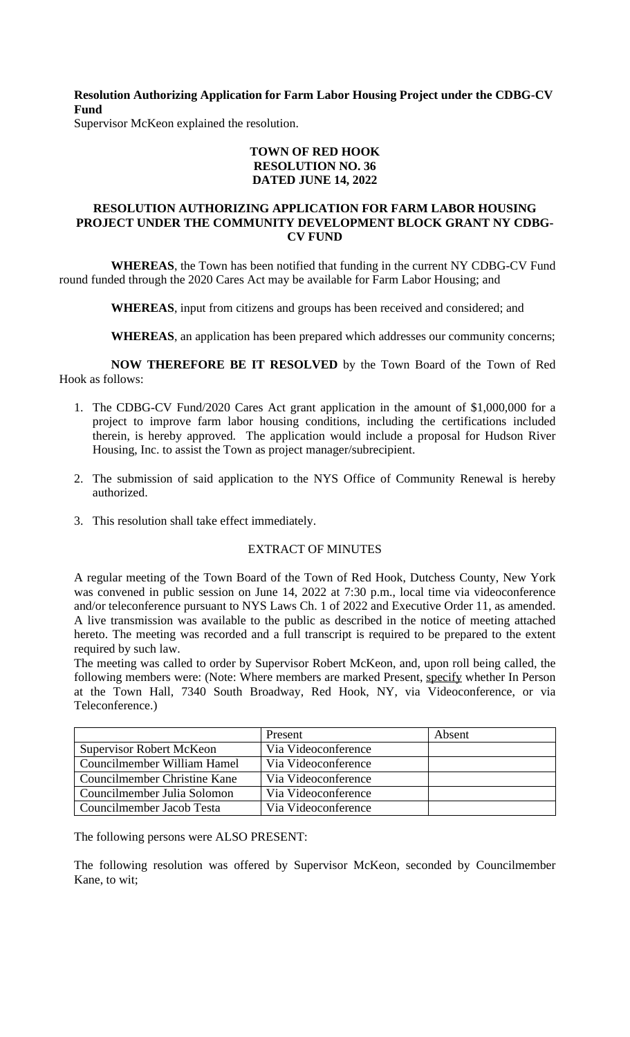**Resolution Authorizing Application for Farm Labor Housing Project under the CDBG-CV Fund**

Supervisor McKeon explained the resolution.

**TOWN OF RED HOOK**
**RESOLUTION NO. 36**
**DATED JUNE 14, 2022**

**RESOLUTION AUTHORIZING APPLICATION FOR FARM LABOR HOUSING PROJECT UNDER THE COMMUNITY DEVELOPMENT BLOCK GRANT NY CDBG-CV FUND**

**WHEREAS**, the Town has been notified that funding in the current NY CDBG-CV Fund round funded through the 2020 Cares Act may be available for Farm Labor Housing; and

**WHEREAS**, input from citizens and groups has been received and considered; and

**WHEREAS**, an application has been prepared which addresses our community concerns;

**NOW THEREFORE BE IT RESOLVED** by the Town Board of the Town of Red Hook as follows:

1. The CDBG-CV Fund/2020 Cares Act grant application in the amount of $1,000,000 for a project to improve farm labor housing conditions, including the certifications included therein, is hereby approved. The application would include a proposal for Hudson River Housing, Inc. to assist the Town as project manager/subrecipient.
2. The submission of said application to the NYS Office of Community Renewal is hereby authorized.
3. This resolution shall take effect immediately.

EXTRACT OF MINUTES

A regular meeting of the Town Board of the Town of Red Hook, Dutchess County, New York was convened in public session on June 14, 2022 at 7:30 p.m., local time via videoconference and/or teleconference pursuant to NYS Laws Ch. 1 of 2022 and Executive Order 11, as amended. A live transmission was available to the public as described in the notice of meeting attached hereto. The meeting was recorded and a full transcript is required to be prepared to the extent required by such law.

The meeting was called to order by Supervisor Robert McKeon, and, upon roll being called, the following members were: (Note: Where members are marked Present, specify whether In Person at the Town Hall, 7340 South Broadway, Red Hook, NY, via Videoconference, or via Teleconference.)

| | Present | Absent |
|---|---|---|
| Supervisor Robert McKeon | Via Videoconference | |
| Councilmember William Hamel | Via Videoconference | |
| Councilmember Christine Kane | Via Videoconference | |
| Councilmember Julia Solomon | Via Videoconference | |
| Councilmember Jacob Testa | Via Videoconference | |

The following persons were ALSO PRESENT:

The following resolution was offered by Supervisor McKeon, seconded by Councilmember Kane, to wit;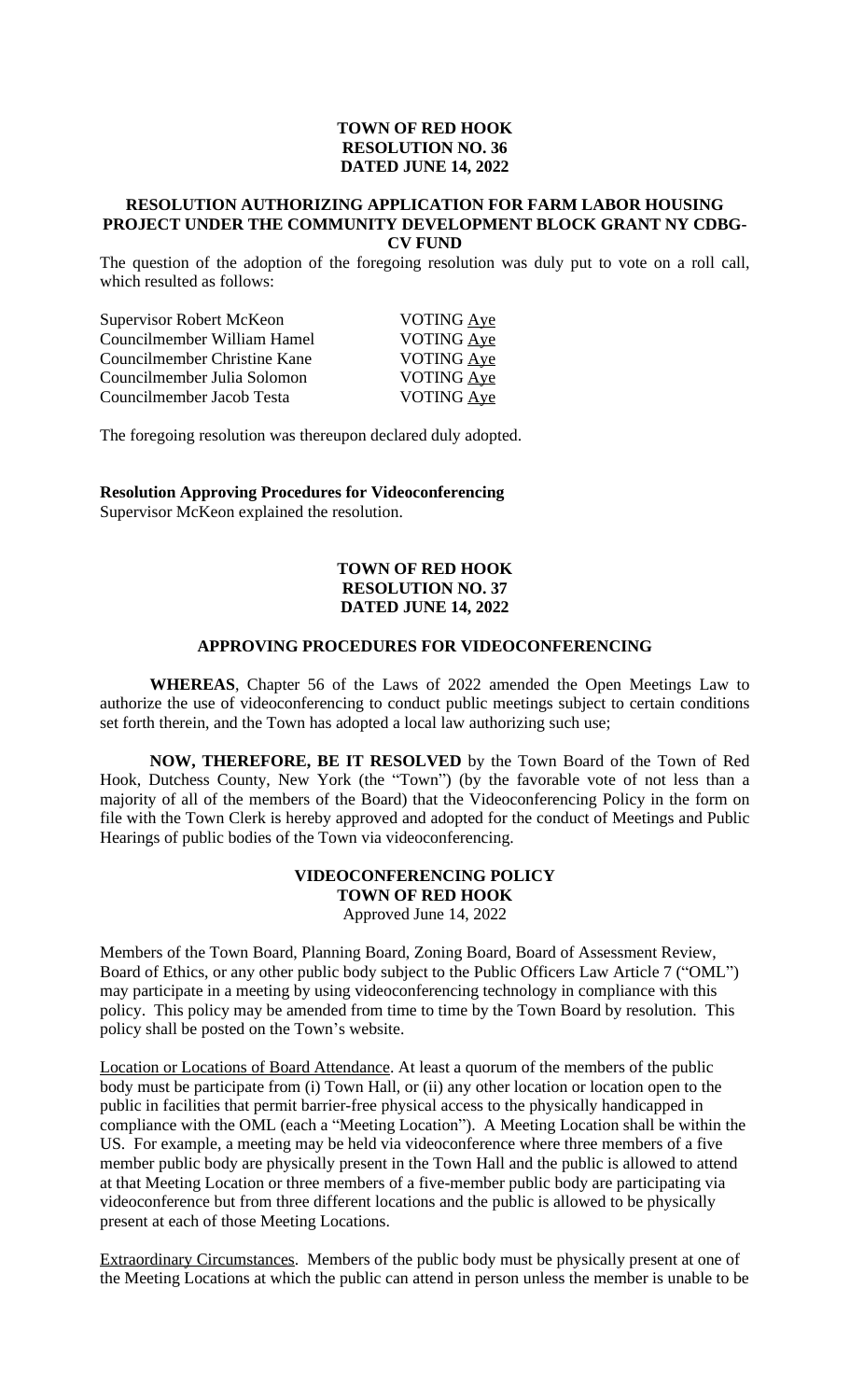**TOWN OF RED HOOK**
**RESOLUTION NO. 36**
**DATED JUNE 14, 2022**

**RESOLUTION AUTHORIZING APPLICATION FOR FARM LABOR HOUSING PROJECT UNDER THE COMMUNITY DEVELOPMENT BLOCK GRANT NY CDBG-CV FUND**

The question of the adoption of the foregoing resolution was duly put to vote on a roll call, which resulted as follows:

| | |
|---|---|
| Supervisor Robert McKeon | VOTING Aye |
| Councilmember William Hamel | VOTING Aye |
| Councilmember Christine Kane | VOTING Aye |
| Councilmember Julia Solomon | VOTING Aye |
| Councilmember Jacob Testa | VOTING Aye |

The foregoing resolution was thereupon declared duly adopted.

**Resolution Approving Procedures for Videoconferencing**
Supervisor McKeon explained the resolution.

**TOWN OF RED HOOK**
**RESOLUTION NO. 37**
**DATED JUNE 14, 2022**

**APPROVING PROCEDURES FOR VIDEOCONFERENCING**

**WHEREAS**, Chapter 56 of the Laws of 2022 amended the Open Meetings Law to authorize the use of videoconferencing to conduct public meetings subject to certain conditions set forth therein, and the Town has adopted a local law authorizing such use;

**NOW, THEREFORE, BE IT RESOLVED** by the Town Board of the Town of Red Hook, Dutchess County, New York (the "Town") (by the favorable vote of not less than a majority of all of the members of the Board) that the Videoconferencing Policy in the form on file with the Town Clerk is hereby approved and adopted for the conduct of Meetings and Public Hearings of public bodies of the Town via videoconferencing.

**VIDEOCONFERENCING POLICY**
**TOWN OF RED HOOK**
Approved June 14, 2022

Members of the Town Board, Planning Board, Zoning Board, Board of Assessment Review, Board of Ethics, or any other public body subject to the Public Officers Law Article 7 ("OML") may participate in a meeting by using videoconferencing technology in compliance with this policy. This policy may be amended from time to time by the Town Board by resolution. This policy shall be posted on the Town's website.

Location or Locations of Board Attendance. At least a quorum of the members of the public body must be participate from (i) Town Hall, or (ii) any other location or location open to the public in facilities that permit barrier-free physical access to the physically handicapped in compliance with the OML (each a "Meeting Location"). A Meeting Location shall be within the US. For example, a meeting may be held via videoconference where three members of a five member public body are physically present in the Town Hall and the public is allowed to attend at that Meeting Location or three members of a five-member public body are participating via videoconference but from three different locations and the public is allowed to be physically present at each of those Meeting Locations.

Extraordinary Circumstances. Members of the public body must be physically present at one of the Meeting Locations at which the public can attend in person unless the member is unable to be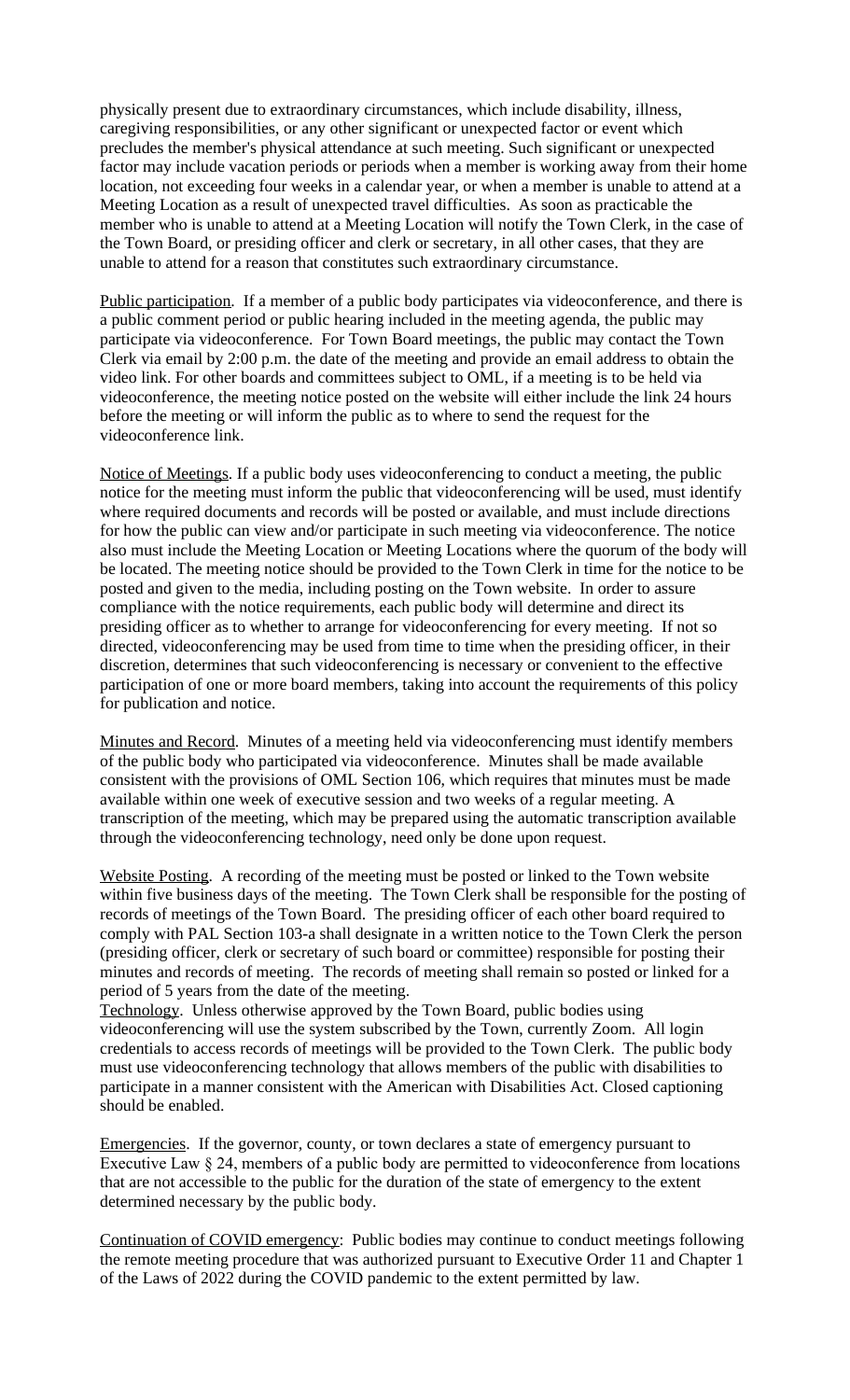physically present due to extraordinary circumstances, which include disability, illness, caregiving responsibilities, or any other significant or unexpected factor or event which precludes the member's physical attendance at such meeting. Such significant or unexpected factor may include vacation periods or periods when a member is working away from their home location, not exceeding four weeks in a calendar year, or when a member is unable to attend at a Meeting Location as a result of unexpected travel difficulties. As soon as practicable the member who is unable to attend at a Meeting Location will notify the Town Clerk, in the case of the Town Board, or presiding officer and clerk or secretary, in all other cases, that they are unable to attend for a reason that constitutes such extraordinary circumstance.

<u>Public participation</u>. If a member of a public body participates via videoconference, and there is a public comment period or public hearing included in the meeting agenda, the public may participate via videoconference. For Town Board meetings, the public may contact the Town Clerk via email by 2:00 p.m. the date of the meeting and provide an email address to obtain the video link. For other boards and committees subject to OML, if a meeting is to be held via videoconference, the meeting notice posted on the website will either include the link 24 hours before the meeting or will inform the public as to where to send the request for the videoconference link.

<u>Notice of Meetings</u>. If a public body uses videoconferencing to conduct a meeting, the public notice for the meeting must inform the public that videoconferencing will be used, must identify where required documents and records will be posted or available, and must include directions for how the public can view and/or participate in such meeting via videoconference. The notice also must include the Meeting Location or Meeting Locations where the quorum of the body will be located. The meeting notice should be provided to the Town Clerk in time for the notice to be posted and given to the media, including posting on the Town website. In order to assure compliance with the notice requirements, each public body will determine and direct its presiding officer as to whether to arrange for videoconferencing for every meeting. If not so directed, videoconferencing may be used from time to time when the presiding officer, in their discretion, determines that such videoconferencing is necessary or convenient to the effective participation of one or more board members, taking into account the requirements of this policy for publication and notice.

<u>Minutes and Record</u>. Minutes of a meeting held via videoconferencing must identify members of the public body who participated via videoconference. Minutes shall be made available consistent with the provisions of OML Section 106, which requires that minutes must be made available within one week of executive session and two weeks of a regular meeting. A transcription of the meeting, which may be prepared using the automatic transcription available through the videoconferencing technology, need only be done upon request.

<u>Website Posting</u>. A recording of the meeting must be posted or linked to the Town website within five business days of the meeting. The Town Clerk shall be responsible for the posting of records of meetings of the Town Board. The presiding officer of each other board required to comply with PAL Section 103-a shall designate in a written notice to the Town Clerk the person (presiding officer, clerk or secretary of such board or committee) responsible for posting their minutes and records of meeting. The records of meeting shall remain so posted or linked for a period of 5 years from the date of the meeting.

<u>Technology</u>. Unless otherwise approved by the Town Board, public bodies using videoconferencing will use the system subscribed by the Town, currently Zoom. All login credentials to access records of meetings will be provided to the Town Clerk. The public body must use videoconferencing technology that allows members of the public with disabilities to participate in a manner consistent with the American with Disabilities Act. Closed captioning should be enabled.

<u>Emergencies</u>. If the governor, county, or town declares a state of emergency pursuant to Executive Law § 24, members of a public body are permitted to videoconference from locations that are not accessible to the public for the duration of the state of emergency to the extent determined necessary by the public body.

<u>Continuation of COVID emergency</u>: Public bodies may continue to conduct meetings following the remote meeting procedure that was authorized pursuant to Executive Order 11 and Chapter 1 of the Laws of 2022 during the COVID pandemic to the extent permitted by law.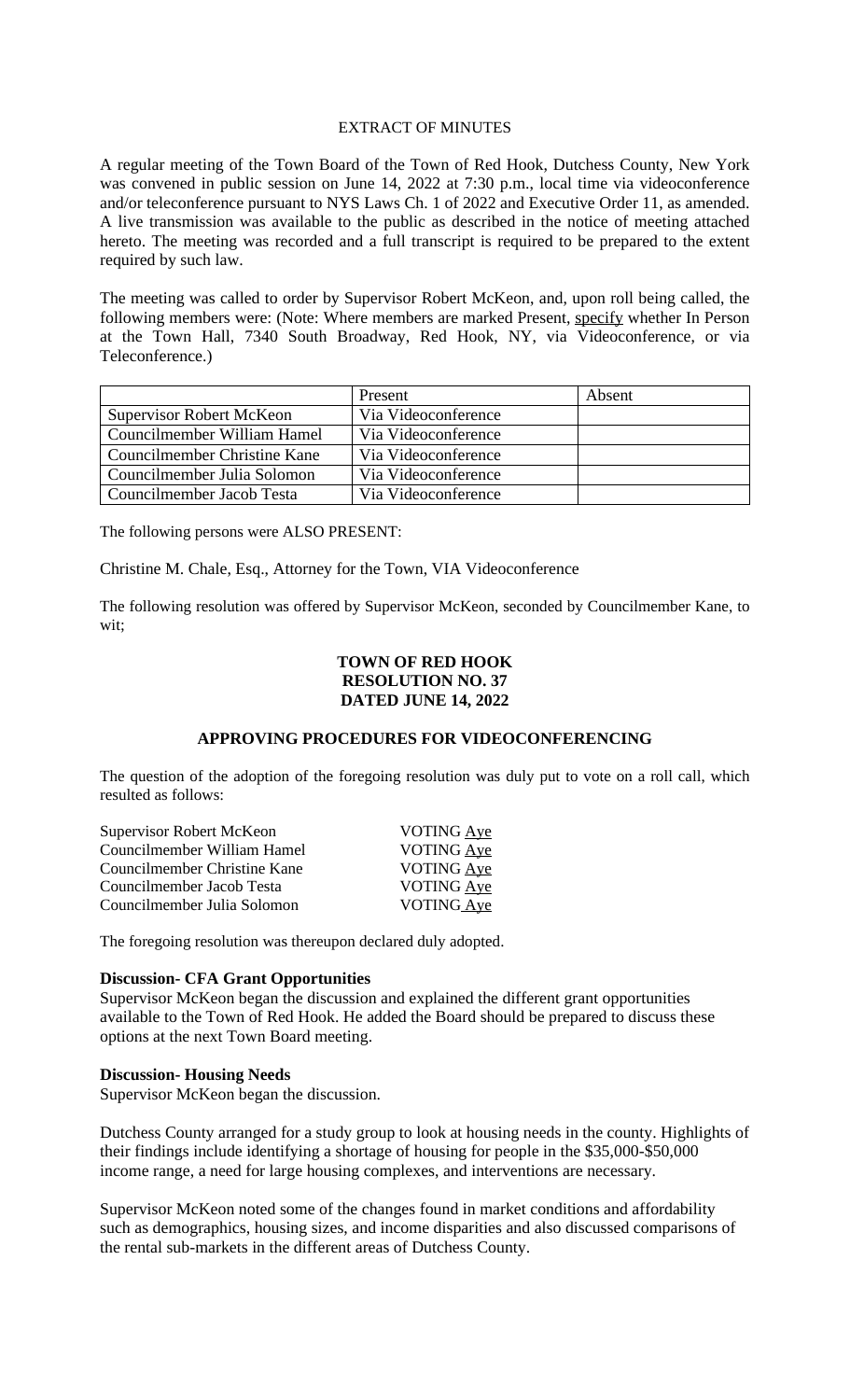EXTRACT OF MINUTES

A regular meeting of the Town Board of the Town of Red Hook, Dutchess County, New York was convened in public session on June 14, 2022 at 7:30 p.m., local time via videoconference and/or teleconference pursuant to NYS Laws Ch. 1 of 2022 and Executive Order 11, as amended. A live transmission was available to the public as described in the notice of meeting attached hereto. The meeting was recorded and a full transcript is required to be prepared to the extent required by such law.

The meeting was called to order by Supervisor Robert McKeon, and, upon roll being called, the following members were: (Note: Where members are marked Present, specify whether In Person at the Town Hall, 7340 South Broadway, Red Hook, NY, via Videoconference, or via Teleconference.)

| | Present | Absent |
|---|---|---|
| Supervisor Robert McKeon | Via Videoconference | |
| Councilmember William Hamel | Via Videoconference | |
| Councilmember Christine Kane | Via Videoconference | |
| Councilmember Julia Solomon | Via Videoconference | |
| Councilmember Jacob Testa | Via Videoconference | |

The following persons were ALSO PRESENT:

Christine M. Chale, Esq., Attorney for the Town, VIA Videoconference

The following resolution was offered by Supervisor McKeon, seconded by Councilmember Kane, to wit;

**TOWN OF RED HOOK**
**RESOLUTION NO. 37**
**DATED JUNE 14, 2022**

**APPROVING PROCEDURES FOR VIDEOCONFERENCING**

The question of the adoption of the foregoing resolution was duly put to vote on a roll call, which resulted as follows:

Supervisor Robert McKeon VOTING Aye
Councilmember William Hamel VOTING Aye
Councilmember Christine Kane VOTING Aye
Councilmember Jacob Testa VOTING Aye
Councilmember Julia Solomon VOTING Aye

The foregoing resolution was thereupon declared duly adopted.

**Discussion- CFA Grant Opportunities**
Supervisor McKeon began the discussion and explained the different grant opportunities available to the Town of Red Hook. He added the Board should be prepared to discuss these options at the next Town Board meeting.

**Discussion- Housing Needs**
Supervisor McKeon began the discussion.

Dutchess County arranged for a study group to look at housing needs in the county. Highlights of their findings include identifying a shortage of housing for people in the $35,000-$50,000 income range, a need for large housing complexes, and interventions are necessary.

Supervisor McKeon noted some of the changes found in market conditions and affordability such as demographics, housing sizes, and income disparities and also discussed comparisons of the rental sub-markets in the different areas of Dutchess County.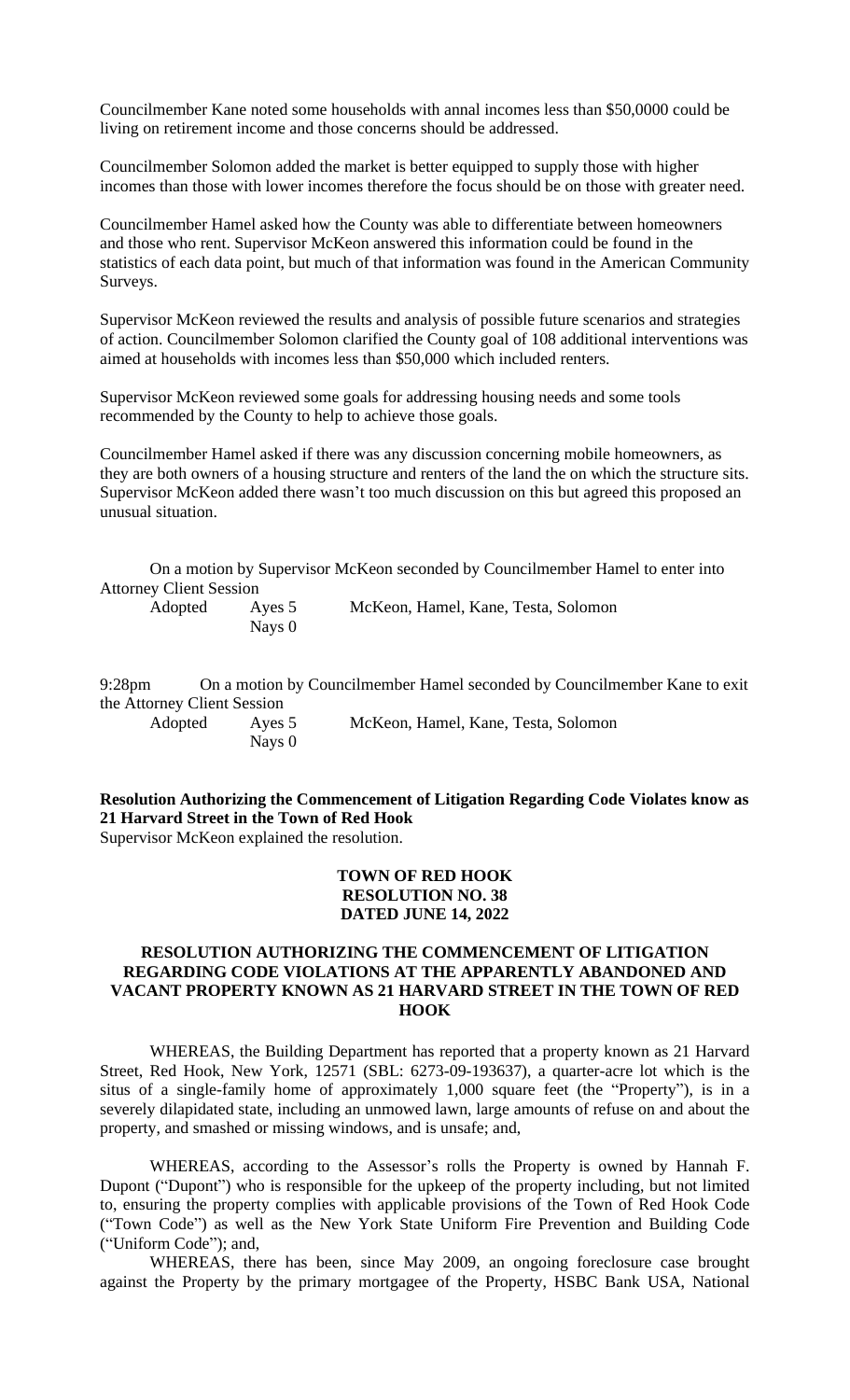Councilmember Kane noted some households with annal incomes less than $50,0000 could be living on retirement income and those concerns should be addressed.

Councilmember Solomon added the market is better equipped to supply those with higher incomes than those with lower incomes therefore the focus should be on those with greater need.

Councilmember Hamel asked how the County was able to differentiate between homeowners and those who rent. Supervisor McKeon answered this information could be found in the statistics of each data point, but much of that information was found in the American Community Surveys.

Supervisor McKeon reviewed the results and analysis of possible future scenarios and strategies of action. Councilmember Solomon clarified the County goal of 108 additional interventions was aimed at households with incomes less than $50,000 which included renters.

Supervisor McKeon reviewed some goals for addressing housing needs and some tools recommended by the County to help to achieve those goals.

Councilmember Hamel asked if there was any discussion concerning mobile homeowners, as they are both owners of a housing structure and renters of the land the on which the structure sits. Supervisor McKeon added there wasn't too much discussion on this but agreed this proposed an unusual situation.

On a motion by Supervisor McKeon seconded by Councilmember Hamel to enter into Attorney Client Session

Adopted Ayes 5 McKeon, Hamel, Kane, Testa, Solomon
Nays 0

9:28pm On a motion by Councilmember Hamel seconded by Councilmember Kane to exit the Attorney Client Session

Adopted Ayes 5 McKeon, Hamel, Kane, Testa, Solomon
Nays 0

**Resolution Authorizing the Commencement of Litigation Regarding Code Violates know as 21 Harvard Street in the Town of Red Hook**

Supervisor McKeon explained the resolution.

**TOWN OF RED HOOK**
**RESOLUTION NO. 38**
**DATED JUNE 14, 2022**

**RESOLUTION AUTHORIZING THE COMMENCEMENT OF LITIGATION REGARDING CODE VIOLATIONS AT THE APPARENTLY ABANDONED AND VACANT PROPERTY KNOWN AS 21 HARVARD STREET IN THE TOWN OF RED HOOK**

WHEREAS, the Building Department has reported that a property known as 21 Harvard Street, Red Hook, New York, 12571 (SBL: 6273-09-193637), a quarter-acre lot which is the situs of a single-family home of approximately 1,000 square feet (the "Property"), is in a severely dilapidated state, including an unmowed lawn, large amounts of refuse on and about the property, and smashed or missing windows, and is unsafe; and,

WHEREAS, according to the Assessor's rolls the Property is owned by Hannah F. Dupont ("Dupont") who is responsible for the upkeep of the property including, but not limited to, ensuring the property complies with applicable provisions of the Town of Red Hook Code ("Town Code") as well as the New York State Uniform Fire Prevention and Building Code ("Uniform Code"); and,

WHEREAS, there has been, since May 2009, an ongoing foreclosure case brought against the Property by the primary mortgagee of the Property, HSBC Bank USA, National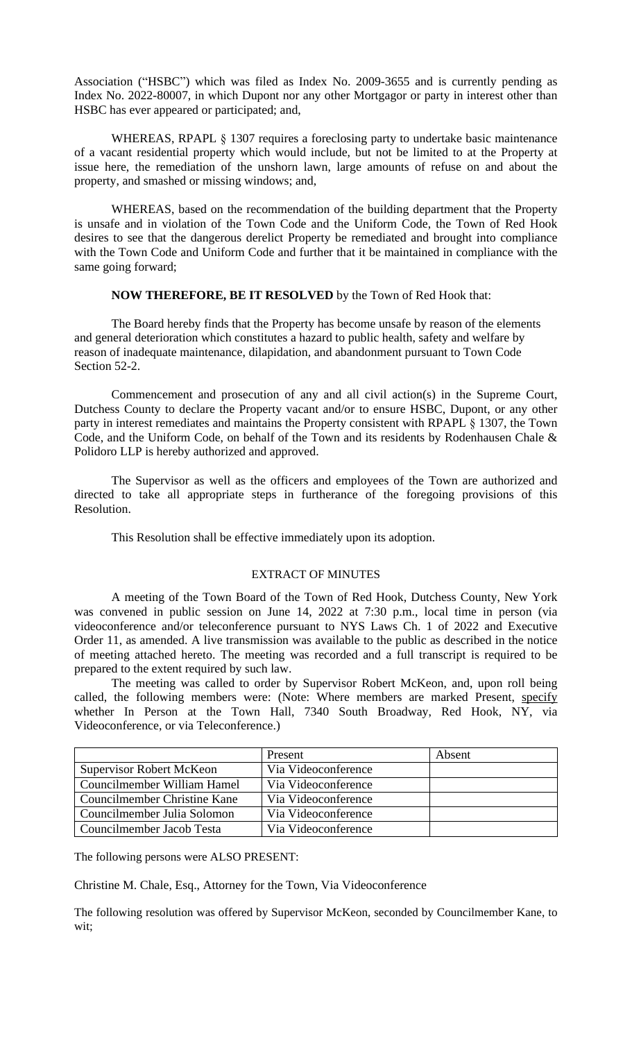Association ("HSBC") which was filed as Index No. 2009-3655 and is currently pending as Index No. 2022-80007, in which Dupont nor any other Mortgagor or party in interest other than HSBC has ever appeared or participated; and,

WHEREAS, RPAPL § 1307 requires a foreclosing party to undertake basic maintenance of a vacant residential property which would include, but not be limited to at the Property at issue here, the remediation of the unshorn lawn, large amounts of refuse on and about the property, and smashed or missing windows; and,

WHEREAS, based on the recommendation of the building department that the Property is unsafe and in violation of the Town Code and the Uniform Code, the Town of Red Hook desires to see that the dangerous derelict Property be remediated and brought into compliance with the Town Code and Uniform Code and further that it be maintained in compliance with the same going forward;

**NOW THEREFORE, BE IT RESOLVED** by the Town of Red Hook that:

The Board hereby finds that the Property has become unsafe by reason of the elements and general deterioration which constitutes a hazard to public health, safety and welfare by reason of inadequate maintenance, dilapidation, and abandonment pursuant to Town Code Section 52-2.

Commencement and prosecution of any and all civil action(s) in the Supreme Court, Dutchess County to declare the Property vacant and/or to ensure HSBC, Dupont, or any other party in interest remediates and maintains the Property consistent with RPAPL § 1307, the Town Code, and the Uniform Code, on behalf of the Town and its residents by Rodenhausen Chale & Polidoro LLP is hereby authorized and approved.

The Supervisor as well as the officers and employees of the Town are authorized and directed to take all appropriate steps in furtherance of the foregoing provisions of this Resolution.

This Resolution shall be effective immediately upon its adoption.

EXTRACT OF MINUTES

A meeting of the Town Board of the Town of Red Hook, Dutchess County, New York was convened in public session on June 14, 2022 at 7:30 p.m., local time in person (via videoconference and/or teleconference pursuant to NYS Laws Ch. 1 of 2022 and Executive Order 11, as amended. A live transmission was available to the public as described in the notice of meeting attached hereto. The meeting was recorded and a full transcript is required to be prepared to the extent required by such law.

The meeting was called to order by Supervisor Robert McKeon, and, upon roll being called, the following members were: (Note: Where members are marked Present, specify whether In Person at the Town Hall, 7340 South Broadway, Red Hook, NY, via Videoconference, or via Teleconference.)

| | Present | Absent |
|---|---|---|
| Supervisor Robert McKeon | Via Videoconference | |
| Councilmember William Hamel | Via Videoconference | |
| Councilmember Christine Kane | Via Videoconference | |
| Councilmember Julia Solomon | Via Videoconference | |
| Councilmember Jacob Testa | Via Videoconference | |

The following persons were ALSO PRESENT:

Christine M. Chale, Esq., Attorney for the Town, Via Videoconference

The following resolution was offered by Supervisor McKeon, seconded by Councilmember Kane, to wit;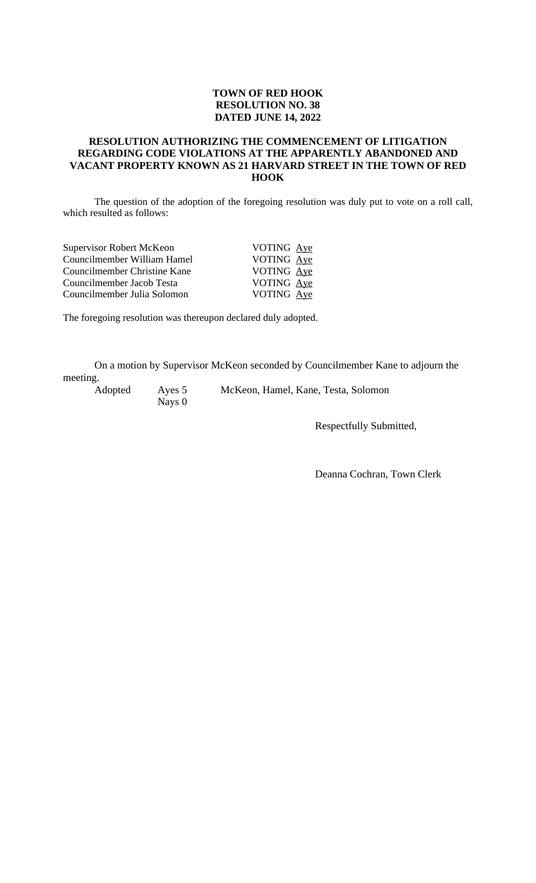**TOWN OF RED HOOK**
**RESOLUTION NO. 38**
**DATED JUNE 14, 2022**

**RESOLUTION AUTHORIZING THE COMMENCEMENT OF LITIGATION REGARDING CODE VIOLATIONS AT THE APPARENTLY ABANDONED AND VACANT PROPERTY KNOWN AS 21 HARVARD STREET IN THE TOWN OF RED HOOK**

The question of the adoption of the foregoing resolution was duly put to vote on a roll call, which resulted as follows:

| | |
|---|---|
| Supervisor Robert McKeon | VOTING Aye |
| Councilmember William Hamel | VOTING Aye |
| Councilmember Christine Kane | VOTING Aye |
| Councilmember Jacob Testa | VOTING Aye |
| Councilmember Julia Solomon | VOTING Aye |

The foregoing resolution was thereupon declared duly adopted.

On a motion by Supervisor McKeon seconded by Councilmember Kane to adjourn the meeting.

Adopted Ayes 5 McKeon, Hamel, Kane, Testa, Solomon
Nays 0

Respectfully Submitted,

Deanna Cochran, Town Clerk